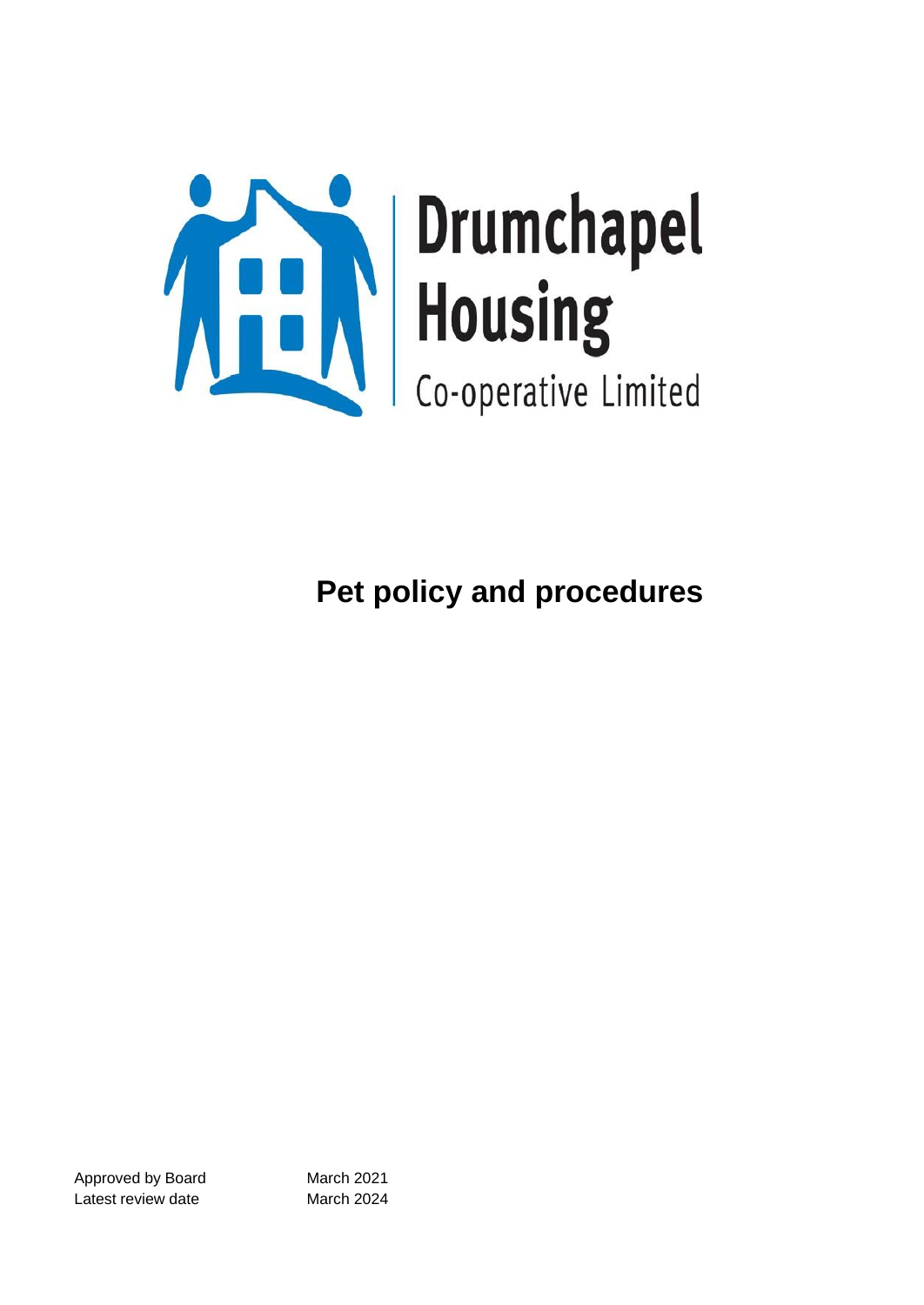Drumchapel Housing

Co-operative Limited

# Pet policy and procedures

| | |
|---|---|
| Approved by Board | March 2021 |
| Latest review date | March 2024 |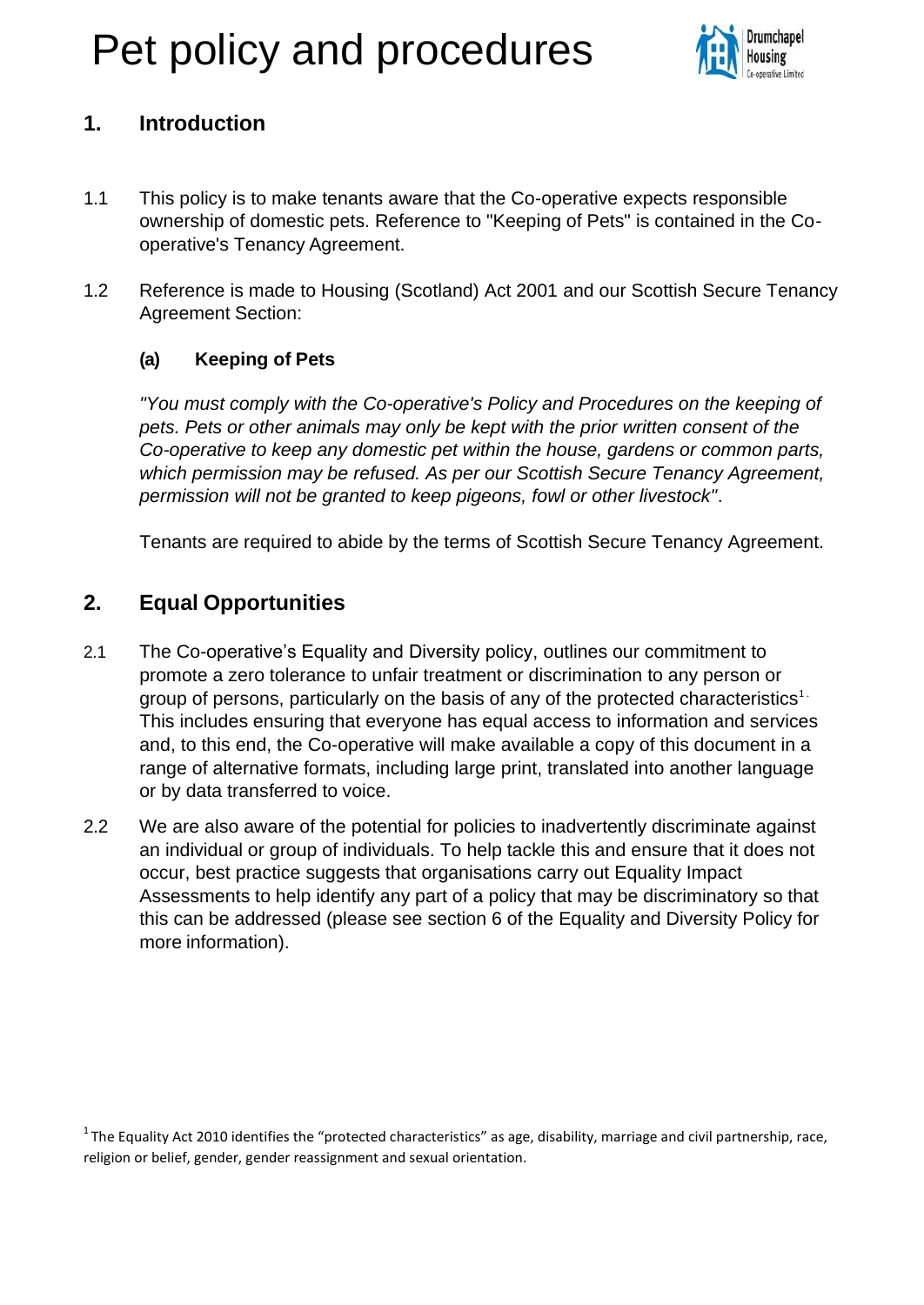# Pet policy and procedures

## 1. Introduction

1.1 This policy is to make tenants aware that the Co-operative expects responsible ownership of domestic pets. Reference to "Keeping of Pets" is contained in the Co-operative's Tenancy Agreement.

1.2 Reference is made to Housing (Scotland) Act 2001 and our Scottish Secure Tenancy Agreement Section:

**(a) Keeping of Pets**

*"You must comply with the Co-operative's Policy and Procedures on the keeping of pets. Pets or other animals may only be kept with the prior written consent of the Co-operative to keep any domestic pet within the house, gardens or common parts, which permission may be refused. As per our Scottish Secure Tenancy Agreement, permission will not be granted to keep pigeons, fowl or other livestock".*

Tenants are required to abide by the terms of Scottish Secure Tenancy Agreement.

## 2. Equal Opportunities

2.1 The Co-operative's Equality and Diversity policy, outlines our commitment to promote a zero tolerance to unfair treatment or discrimination to any person or group of persons, particularly on the basis of any of the protected characteristics[1]. This includes ensuring that everyone has equal access to information and services and, to this end, the Co-operative will make available a copy of this document in a range of alternative formats, including large print, translated into another language or by data transferred to voice.

2.2 We are also aware of the potential for policies to inadvertently discriminate against an individual or group of individuals. To help tackle this and ensure that it does not occur, best practice suggests that organisations carry out Equality Impact Assessments to help identify any part of a policy that may be discriminatory so that this can be addressed (please see section 6 of the Equality and Diversity Policy for more information).

[1] The Equality Act 2010 identifies the "protected characteristics" as age, disability, marriage and civil partnership, race, religion or belief, gender, gender reassignment and sexual orientation.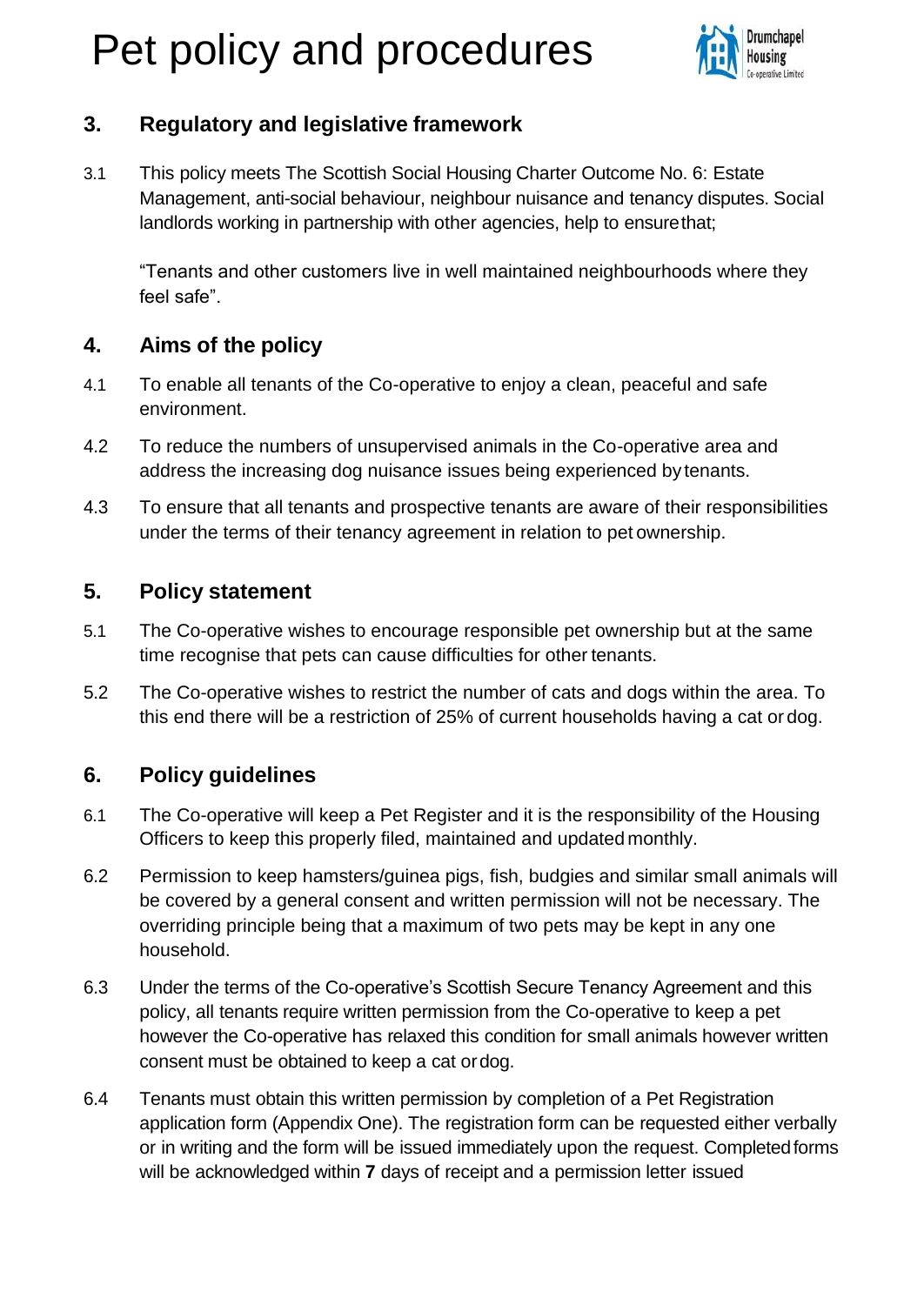## 3. Regulatory and legislative framework

3.1 This policy meets The Scottish Social Housing Charter Outcome No. 6: Estate Management, anti-social behaviour, neighbour nuisance and tenancy disputes. Social landlords working in partnership with other agencies, help to ensure that;

"Tenants and other customers live in well maintained neighbourhoods where they feel safe".

## 4. Aims of the policy

4.1 To enable all tenants of the Co-operative to enjoy a clean, peaceful and safe environment.

4.2 To reduce the numbers of unsupervised animals in the Co-operative area and address the increasing dog nuisance issues being experienced by tenants.

4.3 To ensure that all tenants and prospective tenants are aware of their responsibilities under the terms of their tenancy agreement in relation to pet ownership.

## 5. Policy statement

5.1 The Co-operative wishes to encourage responsible pet ownership but at the same time recognise that pets can cause difficulties for other tenants.

5.2 The Co-operative wishes to restrict the number of cats and dogs within the area. To this end there will be a restriction of 25% of current households having a cat or dog.

## 6. Policy guidelines

6.1 The Co-operative will keep a Pet Register and it is the responsibility of the Housing Officers to keep this properly filed, maintained and updated monthly.

6.2 Permission to keep hamsters/guinea pigs, fish, budgies and similar small animals will be covered by a general consent and written permission will not be necessary. The overriding principle being that a maximum of two pets may be kept in any one household.

6.3 Under the terms of the Co-operative's Scottish Secure Tenancy Agreement and this policy, all tenants require written permission from the Co-operative to keep a pet however the Co-operative has relaxed this condition for small animals however written consent must be obtained to keep a cat or dog.

6.4 Tenants must obtain this written permission by completion of a Pet Registration application form (Appendix One). The registration form can be requested either verbally or in writing and the form will be issued immediately upon the request. Completed forms will be acknowledged within **7** days of receipt and a permission letter issued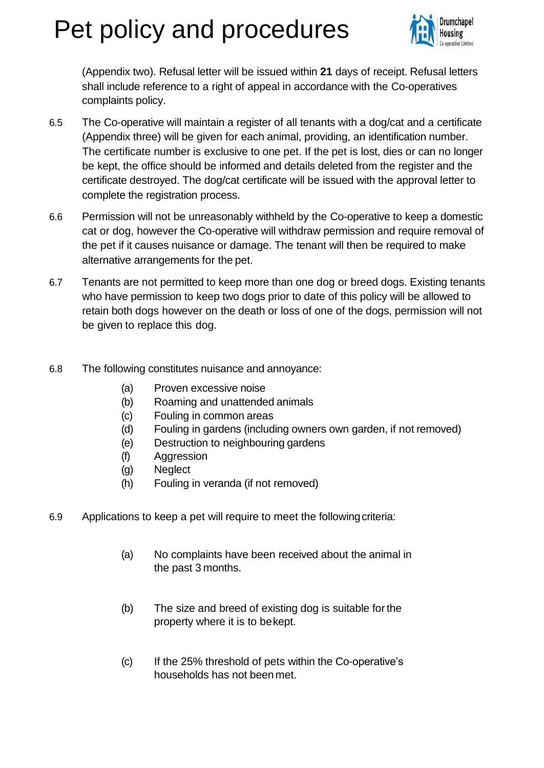(Appendix two). Refusal letter will be issued within **21** days of receipt. Refusal letters shall include reference to a right of appeal in accordance with the Co-operatives complaints policy.

6.5 The Co-operative will maintain a register of all tenants with a dog/cat and a certificate (Appendix three) will be given for each animal, providing, an identification number. The certificate number is exclusive to one pet. If the pet is lost, dies or can no longer be kept, the office should be informed and details deleted from the register and the certificate destroyed. The dog/cat certificate will be issued with the approval letter to complete the registration process.

6.6 Permission will not be unreasonably withheld by the Co-operative to keep a domestic cat or dog, however the Co-operative will withdraw permission and require removal of the pet if it causes nuisance or damage. The tenant will then be required to make alternative arrangements for the pet.

6.7 Tenants are not permitted to keep more than one dog or breed dogs. Existing tenants who have permission to keep two dogs prior to date of this policy will be allowed to retain both dogs however on the death or loss of one of the dogs, permission will not be given to replace this dog.

6.8 The following constitutes nuisance and annoyance:

- (a) Proven excessive noise
- (b) Roaming and unattended animals
- (c) Fouling in common areas
- (d) Fouling in gardens (including owners own garden, if not removed)
- (e) Destruction to neighbouring gardens
- (f) Aggression
- (g) Neglect
- (h) Fouling in veranda (if not removed)

6.9 Applications to keep a pet will require to meet the following criteria:

- (a) No complaints have been received about the animal in the past 3 months.
- (b) The size and breed of existing dog is suitable for the property where it is to be kept.
- (c) If the 25% threshold of pets within the Co-operative's households has not been met.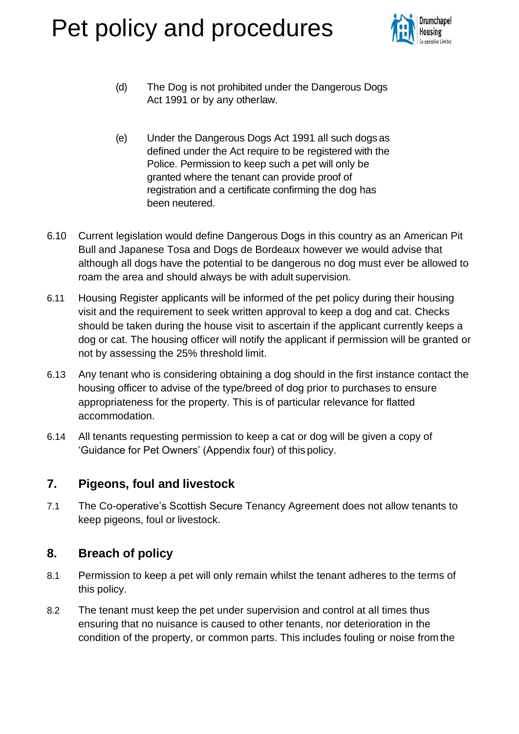(d) The Dog is not prohibited under the Dangerous Dogs Act 1991 or by any otherlaw.

(e) Under the Dangerous Dogs Act 1991 all such dogs as defined under the Act require to be registered with the Police. Permission to keep such a pet will only be granted where the tenant can provide proof of registration and a certificate confirming the dog has been neutered.

6.10 Current legislation would define Dangerous Dogs in this country as an American Pit Bull and Japanese Tosa and Dogs de Bordeaux however we would advise that although all dogs have the potential to be dangerous no dog must ever be allowed to roam the area and should always be with adult supervision.

6.11 Housing Register applicants will be informed of the pet policy during their housing visit and the requirement to seek written approval to keep a dog and cat. Checks should be taken during the house visit to ascertain if the applicant currently keeps a dog or cat. The housing officer will notify the applicant if permission will be granted or not by assessing the 25% threshold limit.

6.13 Any tenant who is considering obtaining a dog should in the first instance contact the housing officer to advise of the type/breed of dog prior to purchases to ensure appropriateness for the property. This is of particular relevance for flatted accommodation.

6.14 All tenants requesting permission to keep a cat or dog will be given a copy of 'Guidance for Pet Owners' (Appendix four) of this policy.

## 7. Pigeons, foul and livestock

7.1 The Co-operative's Scottish Secure Tenancy Agreement does not allow tenants to keep pigeons, foul or livestock.

## 8. Breach of policy

8.1 Permission to keep a pet will only remain whilst the tenant adheres to the terms of this policy.

8.2 The tenant must keep the pet under supervision and control at all times thus ensuring that no nuisance is caused to other tenants, nor deterioration in the condition of the property, or common parts. This includes fouling or noise from the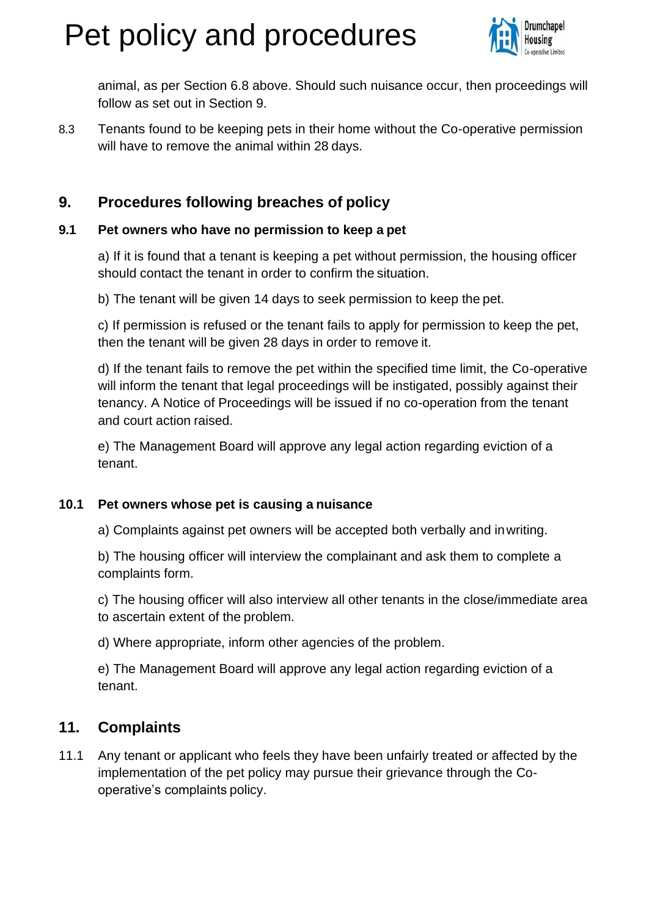animal, as per Section 6.8 above. Should such nuisance occur, then proceedings will follow as set out in Section 9.

8.3 Tenants found to be keeping pets in their home without the Co-operative permission will have to remove the animal within 28 days.

## 9. Procedures following breaches of policy

### 9.1 Pet owners who have no permission to keep a pet

a) If it is found that a tenant is keeping a pet without permission, the housing officer should contact the tenant in order to confirm the situation.

b) The tenant will be given 14 days to seek permission to keep the pet.

c) If permission is refused or the tenant fails to apply for permission to keep the pet, then the tenant will be given 28 days in order to remove it.

d) If the tenant fails to remove the pet within the specified time limit, the Co-operative will inform the tenant that legal proceedings will be instigated, possibly against their tenancy. A Notice of Proceedings will be issued if no co-operation from the tenant and court action raised.

e) The Management Board will approve any legal action regarding eviction of a tenant.

### 10.1 Pet owners whose pet is causing a nuisance

a) Complaints against pet owners will be accepted both verbally and in writing.

b) The housing officer will interview the complainant and ask them to complete a complaints form.

c) The housing officer will also interview all other tenants in the close/immediate area to ascertain extent of the problem.

d) Where appropriate, inform other agencies of the problem.

e) The Management Board will approve any legal action regarding eviction of a tenant.

## 11. Complaints

11.1 Any tenant or applicant who feels they have been unfairly treated or affected by the implementation of the pet policy may pursue their grievance through the Co-operative's complaints policy.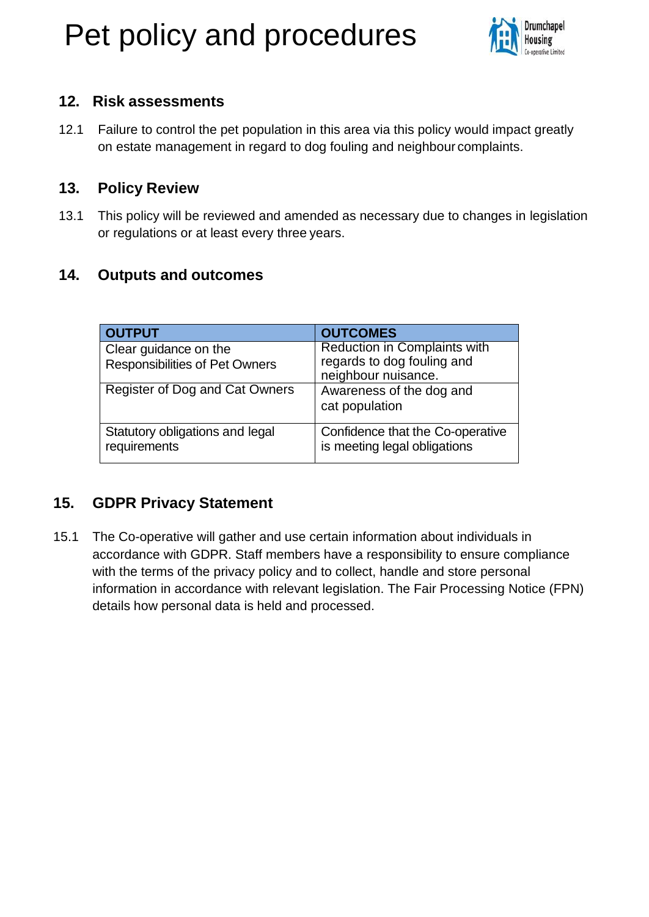## 12. Risk assessments

12.1 Failure to control the pet population in this area via this policy would impact greatly on estate management in regard to dog fouling and neighbour complaints.

## 13. Policy Review

13.1 This policy will be reviewed and amended as necessary due to changes in legislation or regulations or at least every three years.

## 14. Outputs and outcomes

| OUTPUT | OUTCOMES |
|---|---|
| Clear guidance on the Responsibilities of Pet Owners | Reduction in Complaints with regards to dog fouling and neighbour nuisance. |
| Register of Dog and Cat Owners | Awareness of the dog and cat population |
| Statutory obligations and legal requirements | Confidence that the Co-operative is meeting legal obligations |

## 15. GDPR Privacy Statement

15.1 The Co-operative will gather and use certain information about individuals in accordance with GDPR. Staff members have a responsibility to ensure compliance with the terms of the privacy policy and to collect, handle and store personal information in accordance with relevant legislation. The Fair Processing Notice (FPN) details how personal data is held and processed.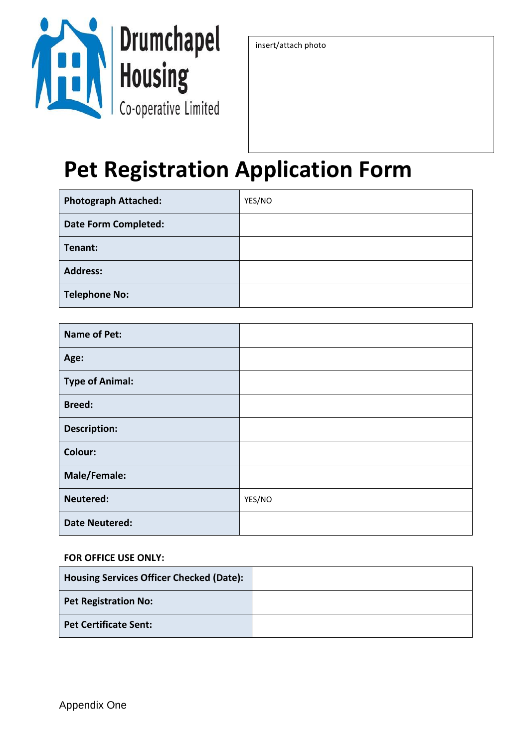Drumchapel Housing Co-operative Limited

insert/attach photo

# Pet Registration Application Form

| | |
|---|---|
| **Photograph Attached:** | YES/NO |
| **Date Form Completed:** | |
| **Tenant:** | |
| **Address:** | |
| **Telephone No:** | |

| | |
|---|---|
| **Name of Pet:** | |
| **Age:** | |
| **Type of Animal:** | |
| **Breed:** | |
| **Description:** | |
| **Colour:** | |
| **Male/Female:** | |
| **Neutered:** | YES/NO |
| **Date Neutered:** | |

**FOR OFFICE USE ONLY:**

| | |
|---|---|
| **Housing Services Officer Checked (Date):** | |
| **Pet Registration No:** | |
| **Pet Certificate Sent:** | |

Appendix One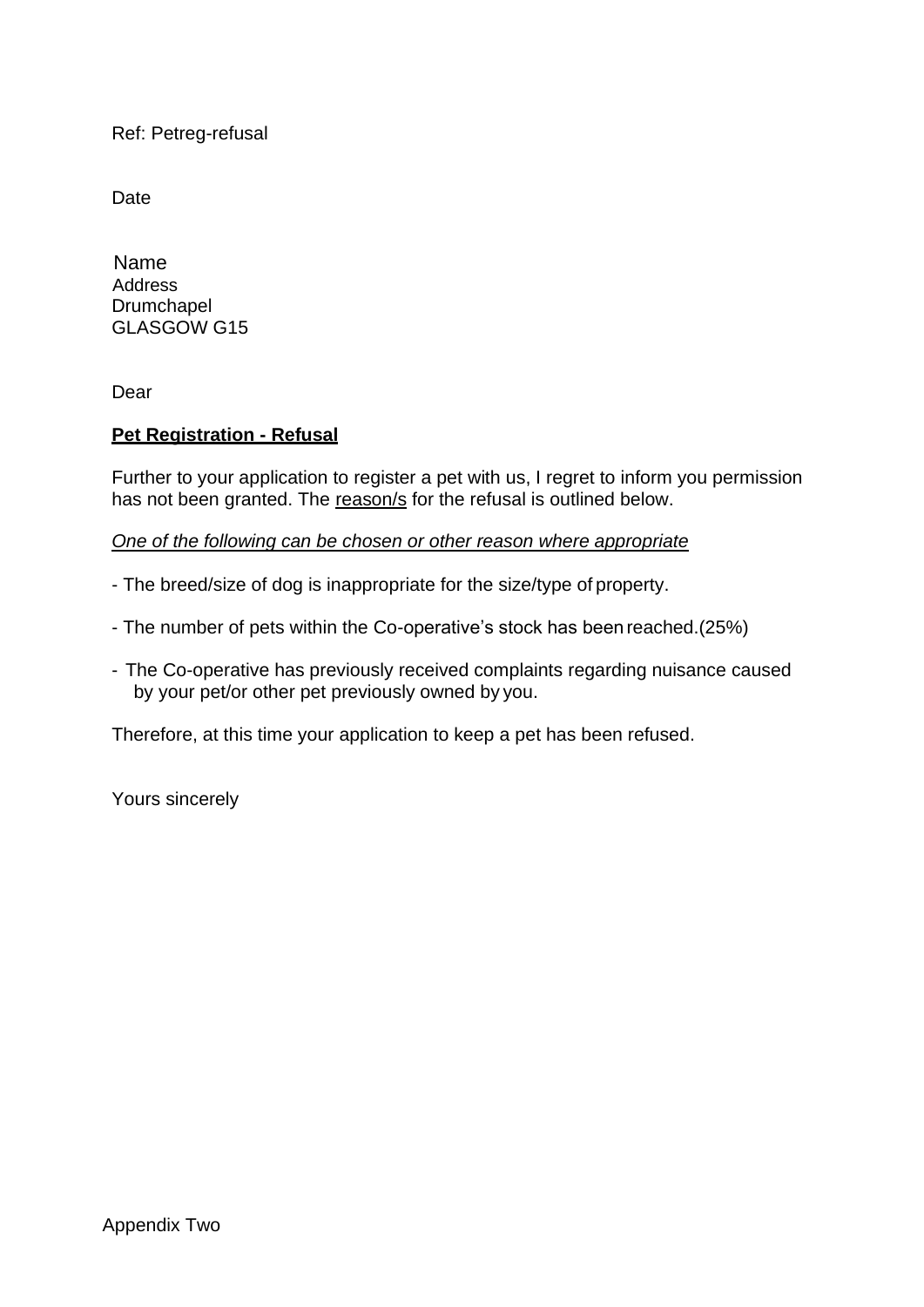Ref: Petreg-refusal

Date

Name
Address
Drumchapel
GLASGOW G15

Dear

**Pet Registration - Refusal**

Further to your application to register a pet with us, I regret to inform you permission has not been granted. The reason/s for the refusal is outlined below.

*One of the following can be chosen or other reason where appropriate*

- The breed/size of dog is inappropriate for the size/type of property.
- The number of pets within the Co-operative's stock has been reached.(25%)
- The Co-operative has previously received complaints regarding nuisance caused by your pet/or other pet previously owned by you.

Therefore, at this time your application to keep a pet has been refused.

Yours sincerely

Appendix Two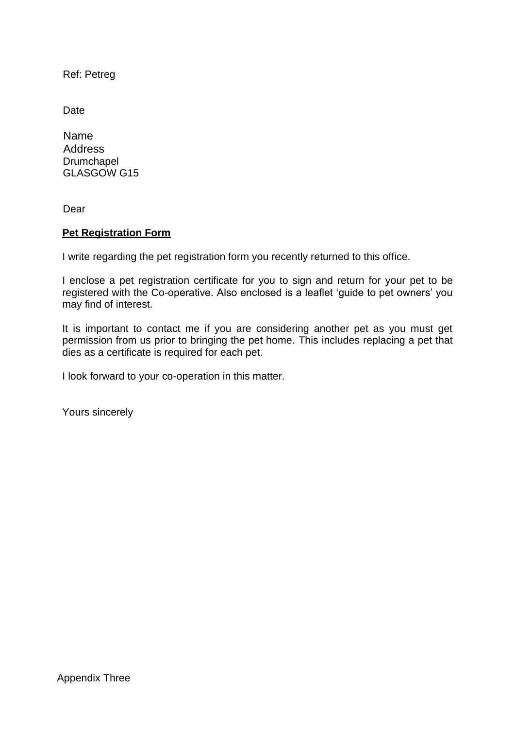Ref: Petreg

Date

Name
Address
Drumchapel
GLASGOW G15

Dear

**Pet Registration Form**

I write regarding the pet registration form you recently returned to this office.

I enclose a pet registration certificate for you to sign and return for your pet to be registered with the Co-operative. Also enclosed is a leaflet 'guide to pet owners' you may find of interest.

It is important to contact me if you are considering another pet as you must get permission from us prior to bringing the pet home. This includes replacing a pet that dies as a certificate is required for each pet.

I look forward to your co-operation in this matter.

Yours sincerely

Appendix Three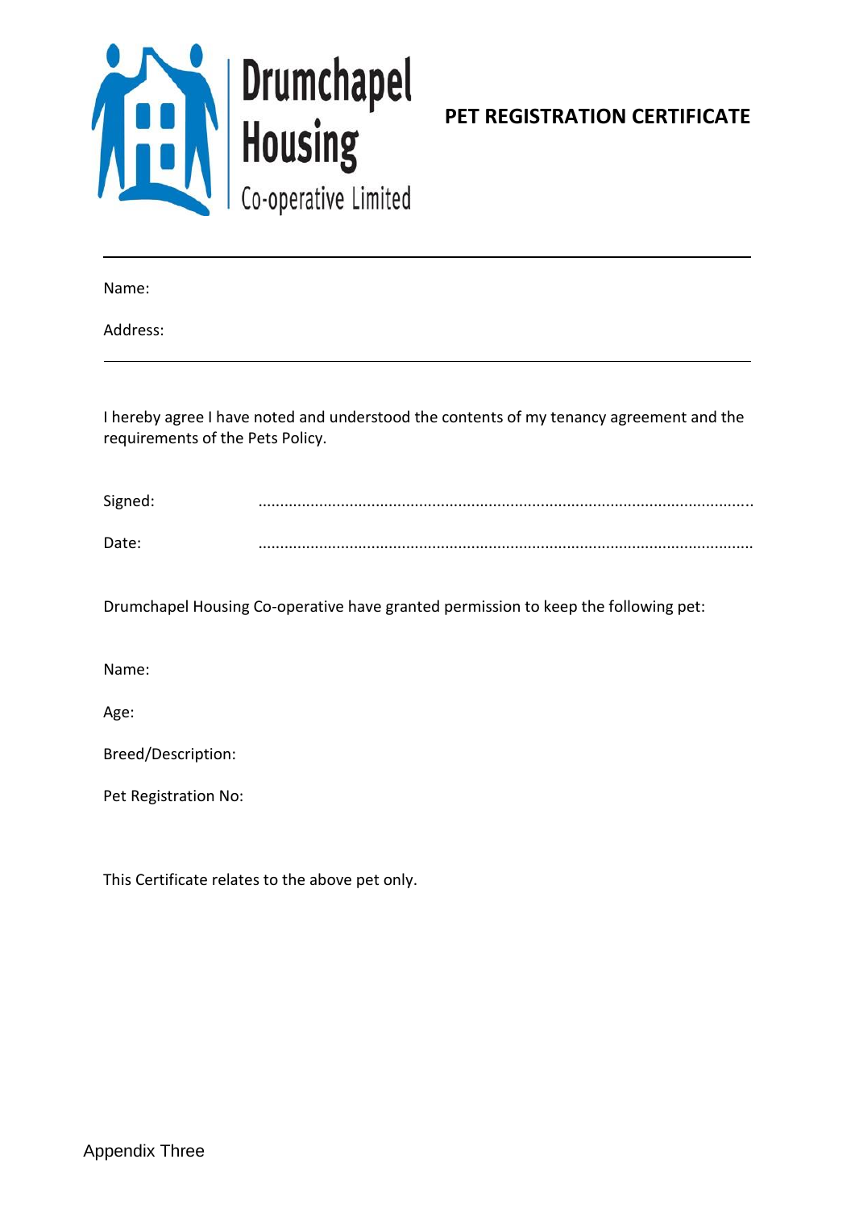Drumchapel Housing Co-operative Limited

# PET REGISTRATION CERTIFICATE

---

Name:

Address:

---

I hereby agree I have noted and understood the contents of my tenancy agreement and the requirements of the Pets Policy.

Signed: ...................................................................................................................

Date: ...................................................................................................................

Drumchapel Housing Co-operative have granted permission to keep the following pet:

Name:

Age:

Breed/Description:

Pet Registration No:

This Certificate relates to the above pet only.

Appendix Three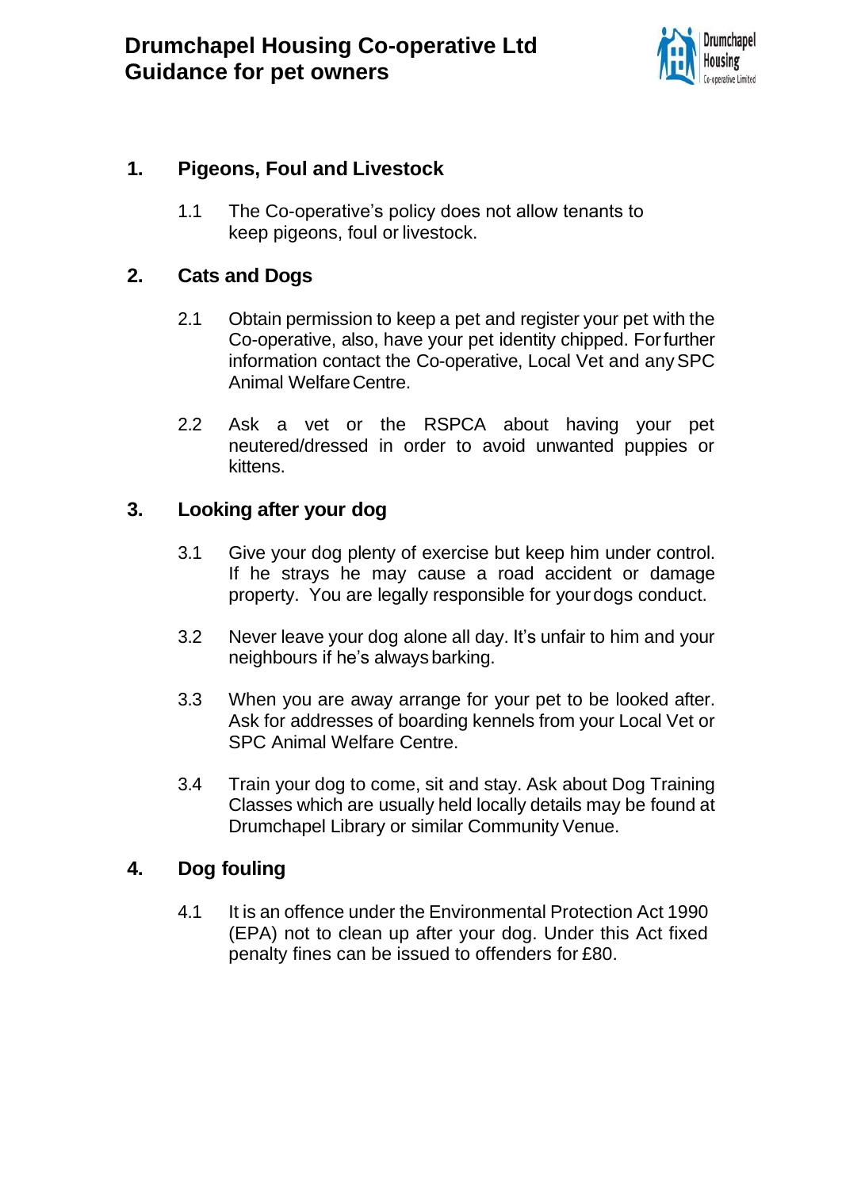# Drumchapel Housing Co-operative Ltd
# Guidance for pet owners

## 1. Pigeons, Foul and Livestock

1.1 The Co-operative's policy does not allow tenants to keep pigeons, foul or livestock.

## 2. Cats and Dogs

2.1 Obtain permission to keep a pet and register your pet with the Co-operative, also, have your pet identity chipped. For further information contact the Co-operative, Local Vet and any SPC Animal Welfare Centre.

2.2 Ask a vet or the RSPCA about having your pet neutered/dressed in order to avoid unwanted puppies or kittens.

## 3. Looking after your dog

3.1 Give your dog plenty of exercise but keep him under control. If he strays he may cause a road accident or damage property. You are legally responsible for your dogs conduct.

3.2 Never leave your dog alone all day. It's unfair to him and your neighbours if he's always barking.

3.3 When you are away arrange for your pet to be looked after. Ask for addresses of boarding kennels from your Local Vet or SPC Animal Welfare Centre.

3.4 Train your dog to come, sit and stay. Ask about Dog Training Classes which are usually held locally details may be found at Drumchapel Library or similar Community Venue.

## 4. Dog fouling

4.1 It is an offence under the Environmental Protection Act 1990 (EPA) not to clean up after your dog. Under this Act fixed penalty fines can be issued to offenders for £80.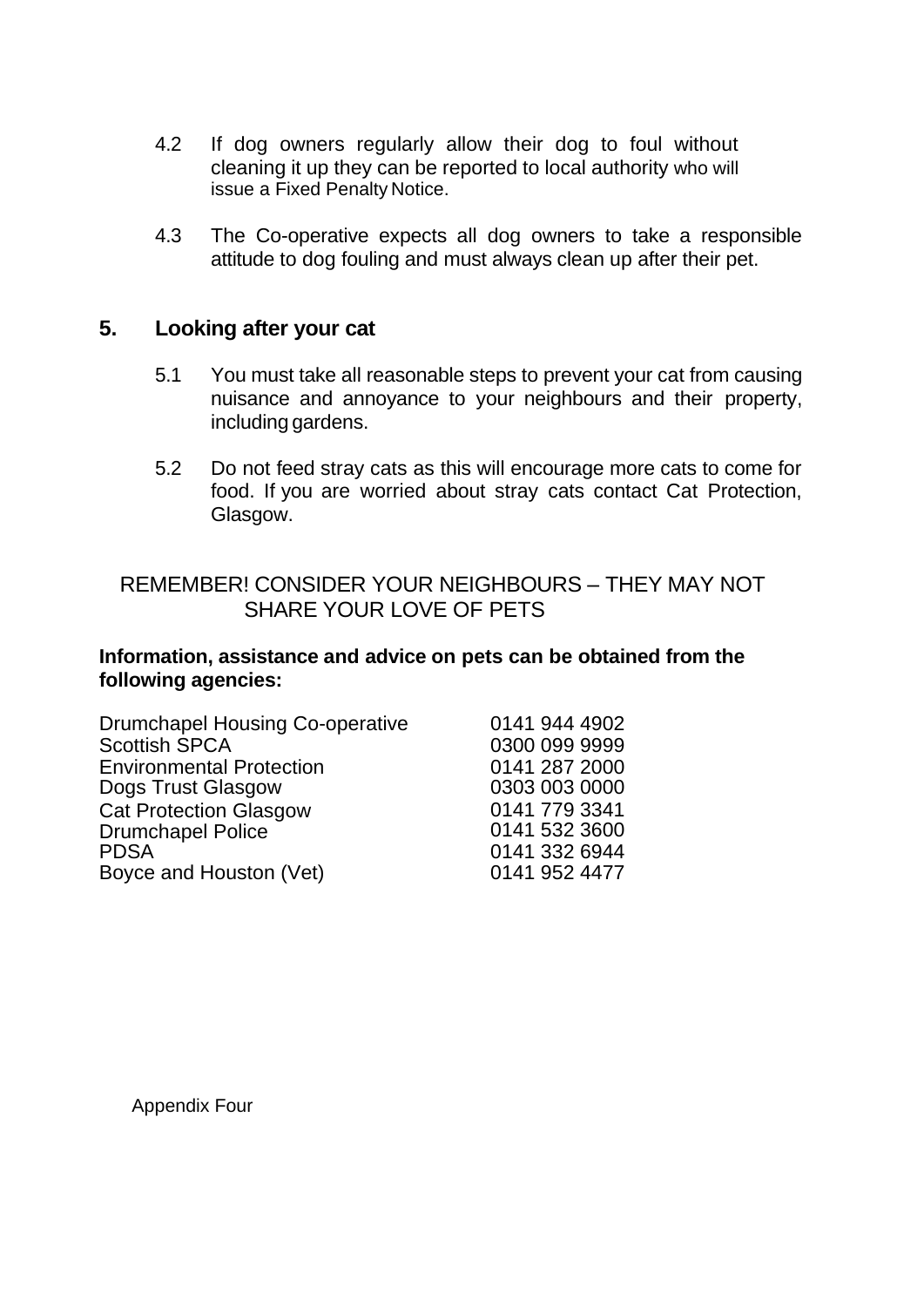4.2 If dog owners regularly allow their dog to foul without cleaning it up they can be reported to local authority who will issue a Fixed Penalty Notice.

4.3 The Co-operative expects all dog owners to take a responsible attitude to dog fouling and must always clean up after their pet.

## 5. Looking after your cat

5.1 You must take all reasonable steps to prevent your cat from causing nuisance and annoyance to your neighbours and their property, including gardens.

5.2 Do not feed stray cats as this will encourage more cats to come for food. If you are worried about stray cats contact Cat Protection, Glasgow.

REMEMBER! CONSIDER YOUR NEIGHBOURS – THEY MAY NOT SHARE YOUR LOVE OF PETS

**Information, assistance and advice on pets can be obtained from the following agencies:**

| | |
|---|---|
| Drumchapel Housing Co-operative | 0141 944 4902 |
| Scottish SPCA | 0300 099 9999 |
| Environmental Protection | 0141 287 2000 |
| Dogs Trust Glasgow | 0303 003 0000 |
| Cat Protection Glasgow | 0141 779 3341 |
| Drumchapel Police | 0141 532 3600 |
| PDSA | 0141 332 6944 |
| Boyce and Houston (Vet) | 0141 952 4477 |

Appendix Four